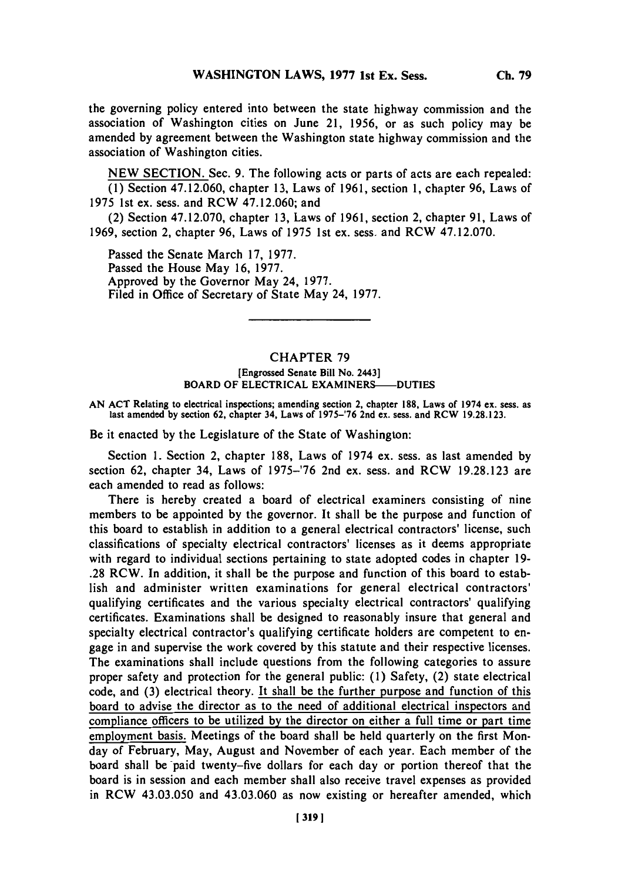the governing policy entered into between the state highway commission and the association of Washington cities on June 21, 1956, or as such policy may be amended by agreement between the Washington state highway commission and the association of Washington cities.

NEW SECTION. Sec. 9. The following acts or parts of acts are each repealed:

(1) Section 47.12.060, chapter 13, Laws of 1961, section 1, chapter 96, Laws of 1975 1st ex. sess. and RCW 47.12.060; and

(2) Section 47.12.070, chapter 13, Laws of 1961, section 2, chapter 91, Laws of 1969, section 2, chapter 96, Laws of 1975 1st ex. sess. and RCW 47.12.070.

Passed the Senate March 17, 1977.
Passed the House May 16, 1977.
Approved by the Governor May 24, 1977.
Filed in Office of Secretary of State May 24, 1977.

---

## CHAPTER 79

[Engrossed Senate Bill No. 2443]

BOARD OF ELECTRICAL EXAMINERS—DUTIES

AN ACT Relating to electrical inspections; amending section 2, chapter 188, Laws of 1974 ex. sess. as last amended by section 62, chapter 34, Laws of 1975–'76 2nd ex. sess. and RCW 19.28.123.

Be it enacted by the Legislature of the State of Washington:

Section 1. Section 2, chapter 188, Laws of 1974 ex. sess. as last amended by section 62, chapter 34, Laws of 1975–'76 2nd ex. sess. and RCW 19.28.123 are each amended to read as follows:

There is hereby created a board of electrical examiners consisting of nine members to be appointed by the governor. It shall be the purpose and function of this board to establish in addition to a general electrical contractors' license, such classifications of specialty electrical contractors' licenses as it deems appropriate with regard to individual sections pertaining to state adopted codes in chapter 19-.28 RCW. In addition, it shall be the purpose and function of this board to establish and administer written examinations for general electrical contractors' qualifying certificates and the various specialty electrical contractors' qualifying certificates. Examinations shall be designed to reasonably insure that general and specialty electrical contractor's qualifying certificate holders are competent to engage in and supervise the work covered by this statute and their respective licenses. The examinations shall include questions from the following categories to assure proper safety and protection for the general public: (1) Safety, (2) state electrical code, and (3) electrical theory. It shall be the further purpose and function of this board to advise the director as to the need of additional electrical inspectors and compliance officers to be utilized by the director on either a full time or part time employment basis. Meetings of the board shall be held quarterly on the first Monday of February, May, August and November of each year. Each member of the board shall be paid twenty-five dollars for each day or portion thereof that the board is in session and each member shall also receive travel expenses as provided in RCW 43.03.050 and 43.03.060 as now existing or hereafter amended, which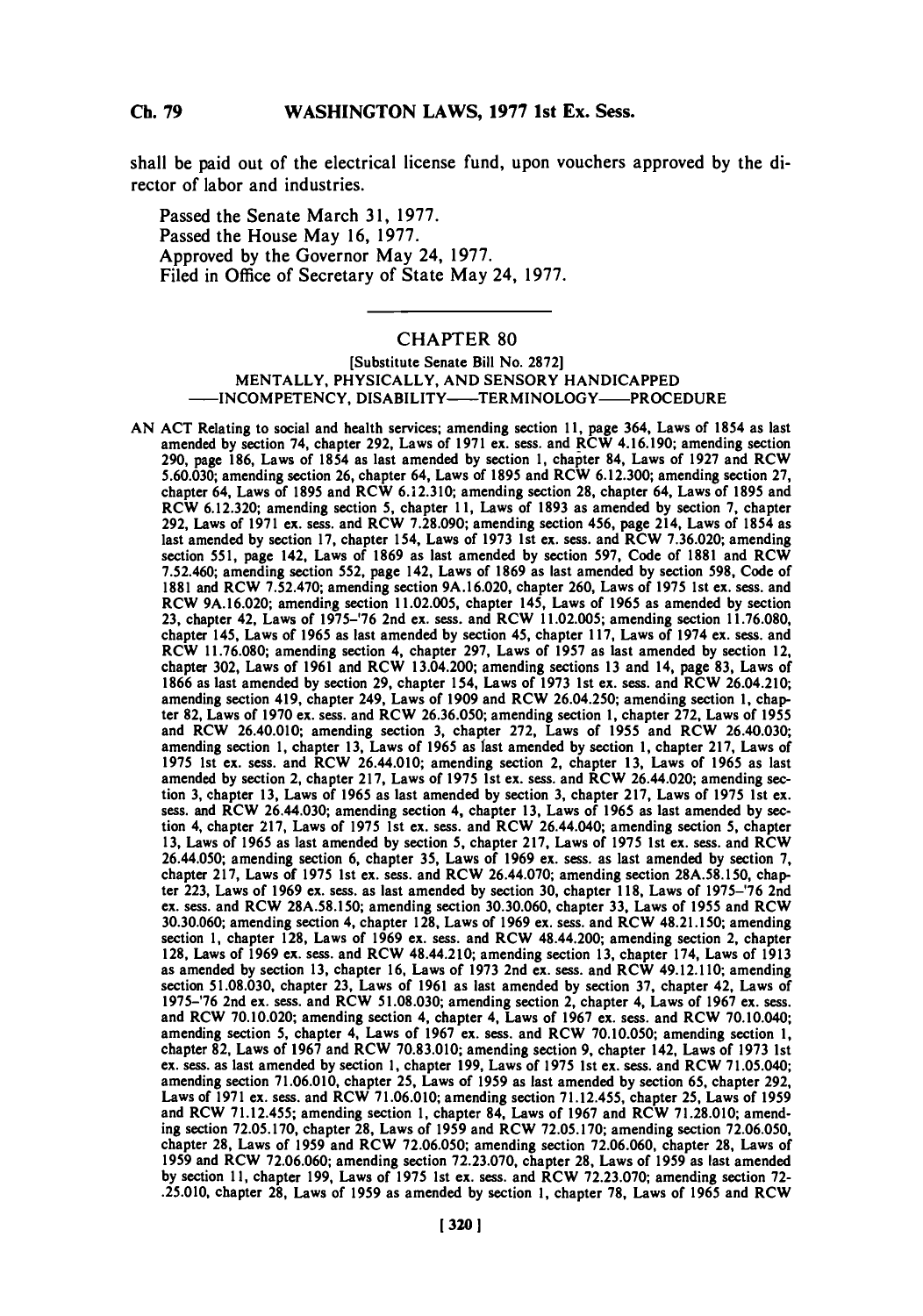shall be paid out of the electrical license fund, upon vouchers approved by the director of labor and industries.

Passed the Senate March 31, 1977.
Passed the House May 16, 1977.
Approved by the Governor May 24, 1977.
Filed in Office of Secretary of State May 24, 1977.

## CHAPTER 80

[Substitute Senate Bill No. 2872]

MENTALLY, PHYSICALLY, AND SENSORY HANDICAPPED
——INCOMPETENCY, DISABILITY——TERMINOLOGY——PROCEDURE

AN ACT Relating to social and health services; amending section 11, page 364, Laws of 1854 as last amended by section 74, chapter 292, Laws of 1971 ex. sess. and RCW 4.16.190; amending section 290, page 186, Laws of 1854 as last amended by section 1, chapter 84, Laws of 1927 and RCW 5.60.030; amending section 26, chapter 64, Laws of 1895 and RCW 6.12.300; amending section 27, chapter 64, Laws of 1895 and RCW 6.12.310; amending section 28, chapter 64, Laws of 1895 and RCW 6.12.320; amending section 5, chapter 11, Laws of 1893 as amended by section 7, chapter 292, Laws of 1971 ex. sess. and RCW 7.28.090; amending section 456, page 214, Laws of 1854 as last amended by section 17, chapter 154, Laws of 1973 1st ex. sess. and RCW 7.36.020; amending section 551, page 142, Laws of 1869 as last amended by section 597, Code of 1881 and RCW 7.52.460; amending section 552, page 142, Laws of 1869 as last amended by section 598, Code of 1881 and RCW 7.52.470; amending section 9A.16.020, chapter 260, Laws of 1975 1st ex. sess. and RCW 9A.16.020; amending section 11.02.005, chapter 145, Laws of 1965 as amended by section 23, chapter 42, Laws of 1975–'76 2nd ex. sess. and RCW 11.02.005; amending section 11.76.080, chapter 145, Laws of 1965 as last amended by section 45, chapter 117, Laws of 1974 ex. sess. and RCW 11.76.080; amending section 4, chapter 297, Laws of 1957 as last amended by section 12, chapter 302, Laws of 1961 and RCW 13.04.200; amending sections 13 and 14, page 83, Laws of 1866 as last amended by section 29, chapter 154, Laws of 1973 1st ex. sess. and RCW 26.04.210; amending section 419, chapter 249, Laws of 1909 and RCW 26.04.250; amending section 1, chapter 82, Laws of 1970 ex. sess. and RCW 26.36.050; amending section 1, chapter 272, Laws of 1955 and RCW 26.40.010; amending section 3, chapter 272, Laws of 1955 and RCW 26.40.030; amending section 1, chapter 13, Laws of 1965 as last amended by section 1, chapter 217, Laws of 1975 1st ex. sess. and RCW 26.44.010; amending section 2, chapter 13, Laws of 1965 as last amended by section 2, chapter 217, Laws of 1975 1st ex. sess. and RCW 26.44.020; amending section 3, chapter 13, Laws of 1965 as last amended by section 3, chapter 217, Laws of 1975 1st ex. sess. and RCW 26.44.030; amending section 4, chapter 13, Laws of 1965 as last amended by section 4, chapter 217, Laws of 1975 1st ex. sess. and RCW 26.44.040; amending section 5, chapter 13, Laws of 1965 as last amended by section 5, chapter 217, Laws of 1975 1st ex. sess. and RCW 26.44.050; amending section 6, chapter 35, Laws of 1969 ex. sess. as last amended by section 7, chapter 217, Laws of 1975 1st ex. sess. and RCW 26.44.070; amending section 28A.58.150, chapter 223, Laws of 1969 ex. sess. as last amended by section 30, chapter 118, Laws of 1975–'76 2nd ex. sess. and RCW 28A.58.150; amending section 30.30.060, chapter 33, Laws of 1955 and RCW 30.30.060; amending section 4, chapter 128, Laws of 1969 ex. sess. and RCW 48.21.150; amending section 1, chapter 128, Laws of 1969 ex. sess. and RCW 48.44.200; amending section 2, chapter 128, Laws of 1969 ex. sess. and RCW 48.44.210; amending section 13, chapter 174, Laws of 1913 as amended by section 13, chapter 16, Laws of 1973 2nd ex. sess. and RCW 49.12.110; amending section 51.08.030, chapter 23, Laws of 1961 as last amended by section 37, chapter 42, Laws of 1975–'76 2nd ex. sess. and RCW 51.08.030; amending section 2, chapter 4, Laws of 1967 ex. sess. and RCW 70.10.020; amending section 4, chapter 4, Laws of 1967 ex. sess. and RCW 70.10.040; amending section 5, chapter 4, Laws of 1967 ex. sess. and RCW 70.10.050; amending section 1, chapter 82, Laws of 1967 and RCW 70.83.010; amending section 9, chapter 142, Laws of 1973 1st ex. sess. as last amended by section 1, chapter 199, Laws of 1975 1st ex. sess. and RCW 71.05.040; amending section 71.06.010, chapter 25, Laws of 1959 as last amended by section 65, chapter 292, Laws of 1971 ex. sess. and RCW 71.06.010; amending section 71.12.455, chapter 25, Laws of 1959 and RCW 71.12.455; amending section 1, chapter 84, Laws of 1967 and RCW 71.28.010; amending section 72.05.170, chapter 28, Laws of 1959 and RCW 72.05.170; amending section 72.06.050, chapter 28, Laws of 1959 and RCW 72.06.050; amending section 72.06.060, chapter 28, Laws of 1959 and RCW 72.06.060; amending section 72.23.070, chapter 28, Laws of 1959 as last amended by section 11, chapter 199, Laws of 1975 1st ex. sess. and RCW 72.23.070; amending section 72-.25.010, chapter 28, Laws of 1959 as amended by section 1, chapter 78, Laws of 1965 and RCW